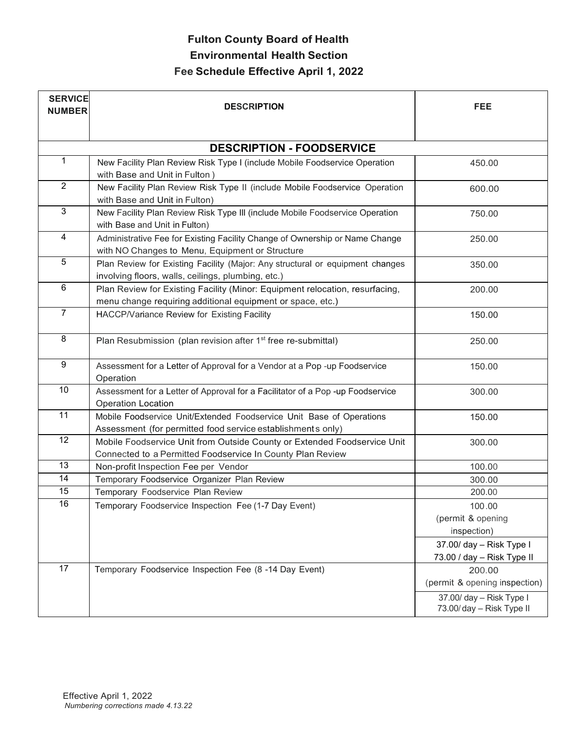# Fulton County Board of Health
## Environmental Health Section
### Fee Schedule Effective April 1, 2022

| SERVICE NUMBER | DESCRIPTION | FEE |
|---|---|---|
| | **DESCRIPTION - FOODSERVICE** | |
| 1 | New Facility Plan Review Risk Type I (include Mobile Foodservice Operation with Base and Unit in Fulton ) | 450.00 |
| 2 | New Facility Plan Review Risk Type II (include Mobile Foodservice Operation with Base and Unit in Fulton) | 600.00 |
| 3 | New Facility Plan Review Risk Type III (include Mobile Foodservice Operation with Base and Unit in Fulton) | 750.00 |
| 4 | Administrative Fee for Existing Facility Change of Ownership or Name Change with NO Changes to Menu, Equipment or Structure | 250.00 |
| 5 | Plan Review for Existing Facility (Major: Any structural or equipment changes involving floors, walls, ceilings, plumbing, etc.) | 350.00 |
| 6 | Plan Review for Existing Facility (Minor: Equipment relocation, resurfacing, menu change requiring additional equipment or space, etc.) | 200.00 |
| 7 | HACCP/Variance Review for Existing Facility | 150.00 |
| 8 | Plan Resubmission (plan revision after 1st free re-submittal) | 250.00 |
| 9 | Assessment for a Letter of Approval for a Vendor at a Pop -up Foodservice Operation | 150.00 |
| 10 | Assessment for a Letter of Approval for a Facilitator of a Pop -up Foodservice Operation Location | 300.00 |
| 11 | Mobile Foodservice Unit/Extended Foodservice Unit Base of Operations Assessment (for permitted food service establishments only) | 150.00 |
| 12 | Mobile Foodservice Unit from Outside County or Extended Foodservice Unit Connected to a Permitted Foodservice In County Plan Review | 300.00 |
| 13 | Non-profit Inspection Fee per Vendor | 100.00 |
| 14 | Temporary Foodservice Organizer Plan Review | 300.00 |
| 15 | Temporary Foodservice Plan Review | 200.00 |
| 16 | Temporary Foodservice Inspection Fee (1-7 Day Event) | 100.00 (permit & opening inspection)<br>37.00/ day – Risk Type I<br>73.00 / day – Risk Type II |
| 17 | Temporary Foodservice Inspection Fee (8 -14 Day Event) | 200.00 (permit & opening inspection)<br>37.00/ day – Risk Type I<br>73.00/ day – Risk Type II |

Effective April 1, 2022
*Numbering corrections made 4.13.22*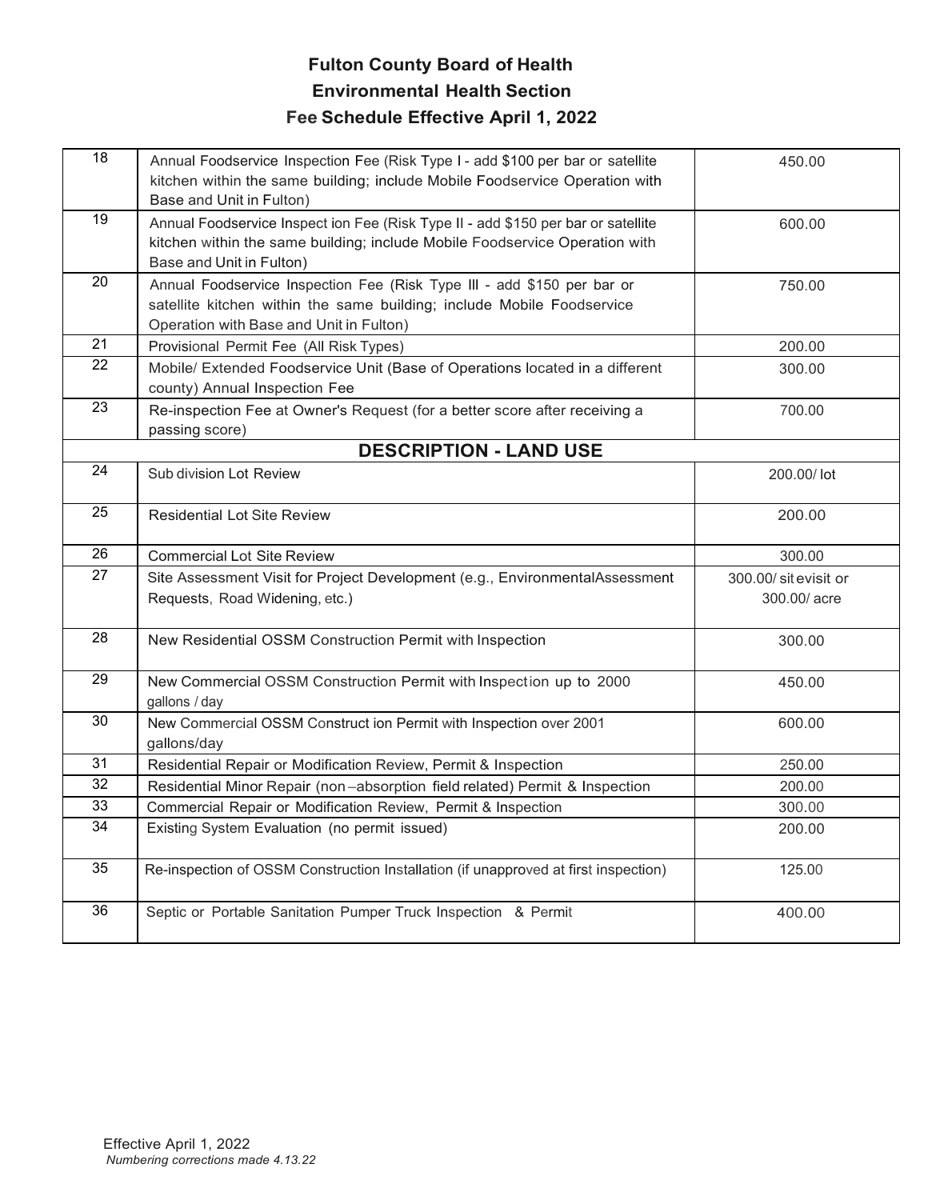**Fulton County Board of Health**

**Environmental Health Section**

**Fee Schedule Effective April 1, 2022**

| | | |
|---|---|---|
| 18 | Annual Foodservice Inspection Fee (Risk Type I - add $100 per bar or satellite kitchen within the same building; include Mobile Foodservice Operation with Base and Unit in Fulton) | 450.00 |
| 19 | Annual Foodservice Inspect ion Fee (Risk Type II - add $150 per bar or satellite kitchen within the same building; include Mobile Foodservice Operation with Base and Unit in Fulton) | 600.00 |
| 20 | Annual Foodservice Inspection Fee (Risk Type III - add $150 per bar or satellite kitchen within the same building; include Mobile Foodservice Operation with Base and Unit in Fulton) | 750.00 |
| 21 | Provisional Permit Fee (All Risk Types) | 200.00 |
| 22 | Mobile/ Extended Foodservice Unit (Base of Operations located in a different county) Annual Inspection Fee | 300.00 |
| 23 | Re-inspection Fee at Owner's Request (for a better score after receiving a passing score) | 700.00 |
| | **DESCRIPTION - LAND USE** | |
| 24 | Sub division Lot Review | 200.00/ lot |
| 25 | Residential Lot Site Review | 200.00 |
| 26 | Commercial Lot Site Review | 300.00 |
| 27 | Site Assessment Visit for Project Development (e.g., EnvironmentalAssessment Requests, Road Widening, etc.) | 300.00/ sit evisit or 300.00/ acre |
| 28 | New Residential OSSM Construction Permit with Inspection | 300.00 |
| 29 | New Commercial OSSM Construction Permit with Inspection up to 2000 gallons / day | 450.00 |
| 30 | New Commercial OSSM Construct ion Permit with Inspection over 2001 gallons/day | 600.00 |
| 31 | Residential Repair or Modification Review, Permit & Inspection | 250.00 |
| 32 | Residential Minor Repair (non –absorption field related) Permit & Inspection | 200.00 |
| 33 | Commercial Repair or Modification Review, Permit & Inspection | 300.00 |
| 34 | Existing System Evaluation (no permit issued) | 200.00 |
| 35 | Re-inspection of OSSM Construction Installation (if unapproved at first inspection) | 125.00 |
| 36 | Septic or Portable Sanitation Pumper Truck Inspection & Permit | 400.00 |

Effective April 1, 2022

*Numbering corrections made 4.13.22*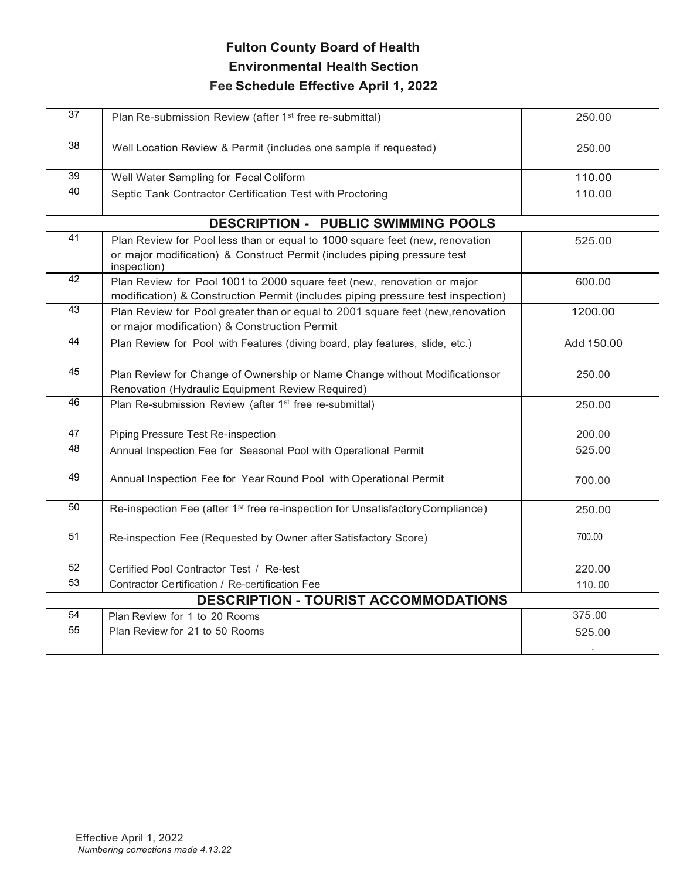**Fulton County Board of Health**

**Environmental Health Section**

**Fee Schedule Effective April 1, 2022**

| | | |
|---|---|---|
| 37 | Plan Re-submission Review (after 1st free re-submittal) | 250.00 |
| 38 | Well Location Review & Permit (includes one sample if requested) | 250.00 |
| 39 | Well Water Sampling for Fecal Coliform | 110.00 |
| 40 | Septic Tank Contractor Certification Test with Proctoring | 110.00 |
| | **DESCRIPTION - PUBLIC SWIMMING POOLS** | |
| 41 | Plan Review for Pool less than or equal to 1000 square feet (new, renovation or major modification) & Construct Permit (includes piping pressure test inspection) | 525.00 |
| 42 | Plan Review for Pool 1001 to 2000 square feet (new, renovation or major modification) & Construction Permit (includes piping pressure test inspection) | 600.00 |
| 43 | Plan Review for Pool greater than or equal to 2001 square feet (new,renovation or major modification) & Construction Permit | 1200.00 |
| 44 | Plan Review for Pool with Features (diving board, play features, slide, etc.) | Add 150.00 |
| 45 | Plan Review for Change of Ownership or Name Change without Modificationsor Renovation (Hydraulic Equipment Review Required) | 250.00 |
| 46 | Plan Re-submission Review (after 1st free re-submittal) | 250.00 |
| 47 | Piping Pressure Test Re-inspection | 200.00 |
| 48 | Annual Inspection Fee for Seasonal Pool with Operational Permit | 525.00 |
| 49 | Annual Inspection Fee for Year Round Pool with Operational Permit | 700.00 |
| 50 | Re-inspection Fee (after 1st free re-inspection for UnsatisfactoryCompliance) | 250.00 |
| 51 | Re-inspection Fee (Requested by Owner after Satisfactory Score) | 700.00 |
| 52 | Certified Pool Contractor Test / Re-test | 220.00 |
| 53 | Contractor Certification / Re-certification Fee | 110.00 |
| | **DESCRIPTION - TOURIST ACCOMMODATIONS** | |
| 54 | Plan Review for 1 to 20 Rooms | 375.00 |
| 55 | Plan Review for 21 to 50 Rooms | 525.00 |

Effective April 1, 2022

*Numbering corrections made 4.13.22*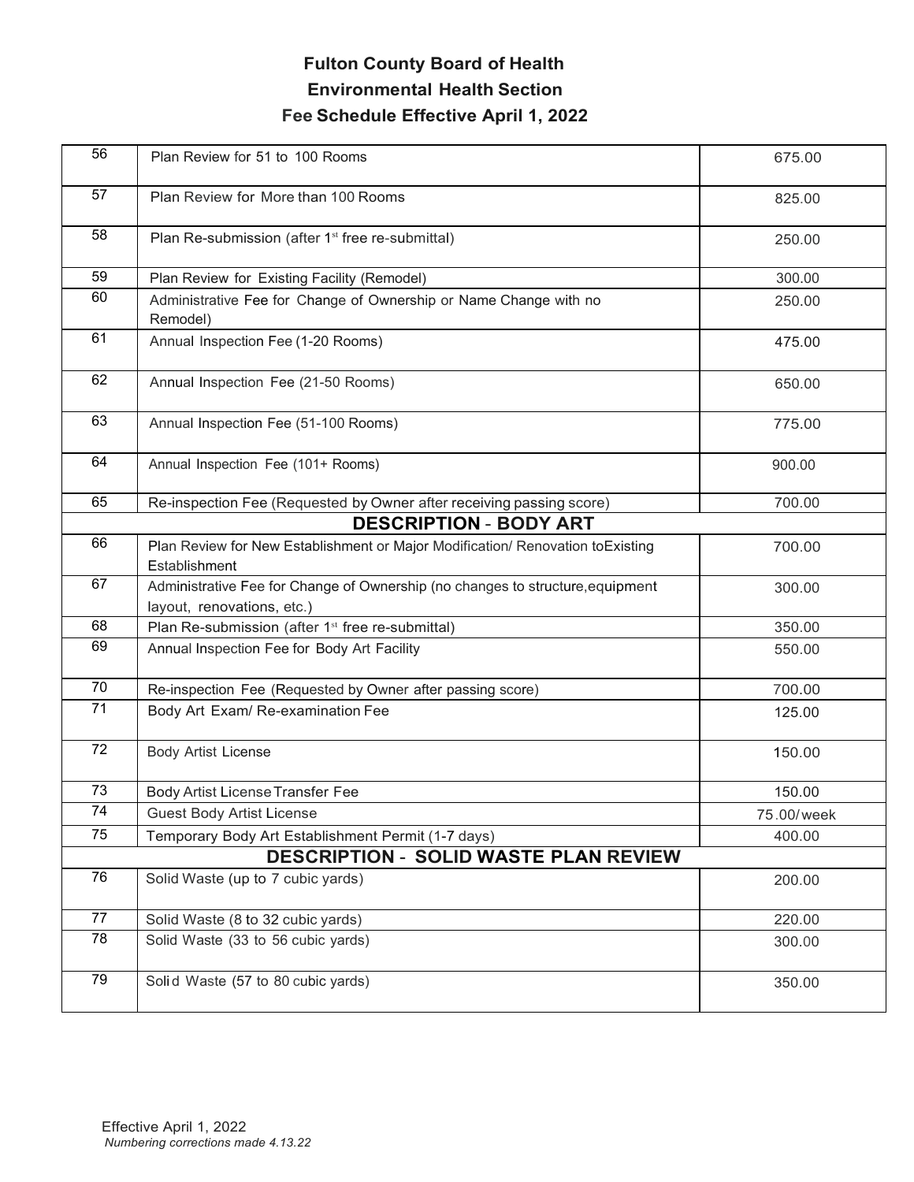# Fulton County Board of Health

## Environmental Health Section

## Fee Schedule Effective April 1, 2022

| | | |
|---|---|---|
| 56 | Plan Review for 51 to 100 Rooms | 675.00 |
| 57 | Plan Review for More than 100 Rooms | 825.00 |
| 58 | Plan Re-submission (after 1st free re-submittal) | 250.00 |
| 59 | Plan Review for Existing Facility (Remodel) | 300.00 |
| 60 | Administrative Fee for Change of Ownership or Name Change with no Remodel) | 250.00 |
| 61 | Annual Inspection Fee (1-20 Rooms) | 475.00 |
| 62 | Annual Inspection Fee (21-50 Rooms) | 650.00 |
| 63 | Annual Inspection Fee (51-100 Rooms) | 775.00 |
| 64 | Annual Inspection Fee (101+ Rooms) | 900.00 |
| 65 | Re-inspection Fee (Requested by Owner after receiving passing score) | 700.00 |
| | **DESCRIPTION - BODY ART** | |
| 66 | Plan Review for New Establishment or Major Modification/ Renovation toExisting Establishment | 700.00 |
| 67 | Administrative Fee for Change of Ownership (no changes to structure,equipment layout, renovations, etc.) | 300.00 |
| 68 | Plan Re-submission (after 1st free re-submittal) | 350.00 |
| 69 | Annual Inspection Fee for Body Art Facility | 550.00 |
| 70 | Re-inspection Fee (Requested by Owner after passing score) | 700.00 |
| 71 | Body Art Exam/ Re-examination Fee | 125.00 |
| 72 | Body Artist License | 150.00 |
| 73 | Body Artist License Transfer Fee | 150.00 |
| 74 | Guest Body Artist License | 75.00/week |
| 75 | Temporary Body Art Establishment Permit (1-7 days) | 400.00 |
| | **DESCRIPTION - SOLID WASTE PLAN REVIEW** | |
| 76 | Solid Waste (up to 7 cubic yards) | 200.00 |
| 77 | Solid Waste (8 to 32 cubic yards) | 220.00 |
| 78 | Solid Waste (33 to 56 cubic yards) | 300.00 |
| 79 | Solid Waste (57 to 80 cubic yards) | 350.00 |

Effective April 1, 2022
*Numbering corrections made 4.13.22*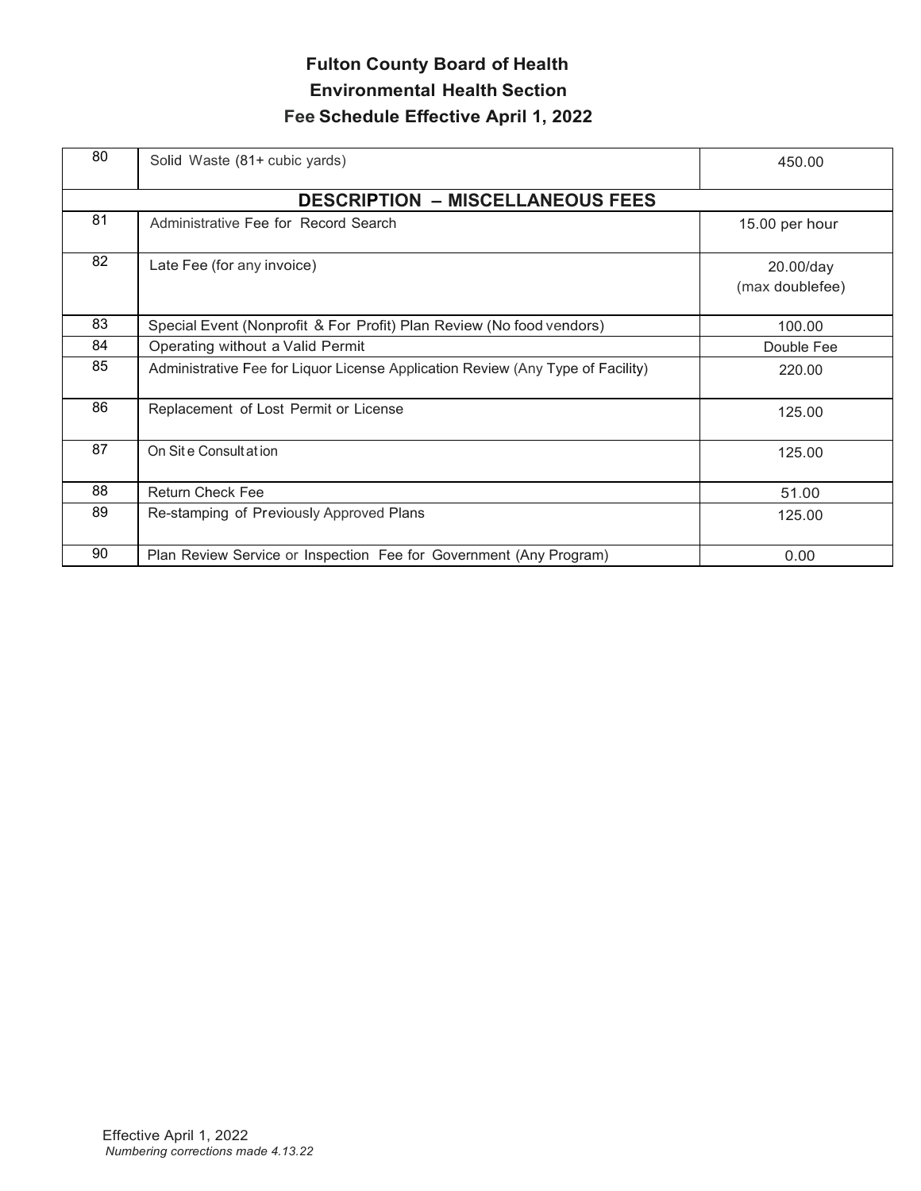**Fulton County Board of Health**

**Environmental Health Section**

**Fee Schedule Effective April 1, 2022**

| | | |
|---|---|---|
| 80 | Solid Waste (81+ cubic yards) | 450.00 |
| | **DESCRIPTION – MISCELLANEOUS FEES** | |
| 81 | Administrative Fee for Record Search | 15.00 per hour |
| 82 | Late Fee (for any invoice) | 20.00/day (max doublefee) |
| 83 | Special Event (Nonprofit & For Profit) Plan Review (No food vendors) | 100.00 |
| 84 | Operating without a Valid Permit | Double Fee |
| 85 | Administrative Fee for Liquor License Application Review (Any Type of Facility) | 220.00 |
| 86 | Replacement of Lost Permit or License | 125.00 |
| 87 | On Site Consultation | 125.00 |
| 88 | Return Check Fee | 51.00 |
| 89 | Re-stamping of Previously Approved Plans | 125.00 |
| 90 | Plan Review Service or Inspection Fee for Government (Any Program) | 0.00 |

Effective April 1, 2022

*Numbering corrections made 4.13.22*